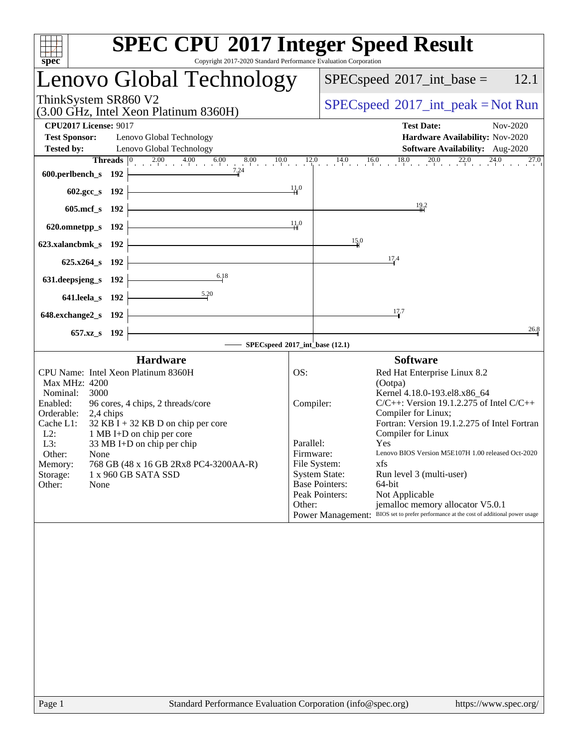# SPEC CPU 2017 Integer Speed Result

Copyright 2017-2020 Standard Performance Evaluation Corporation

## Lenovo Global Technology

ThinkSystem SR860 V2
(3.00 GHz, Intel Xeon Platinum 8360H)

SPECspeed 2017_int_base = 12.1

SPECspeed 2017_int_peak = Not Run

| | | | |
|---|---|---|---|
| **CPU2017 License:** | 9017 | **Test Date:** | Nov-2020 |
| **Test Sponsor:** | Lenovo Global Technology | **Hardware Availability:** | Nov-2020 |
| **Tested by:** | Lenovo Global Technology | **Software Availability:** | Aug-2020 |

| Benchmark | Threads | Base |
|---|---|---|
| 600.perlbench_s | 192 | 7.24 |
| 602.gcc_s | 192 | 11.0 |
| 605.mcf_s | 192 | 19.2 |
| 620.omnetpp_s | 192 | 11.0 |
| 623.xalancbmk_s | 192 | 15.0 |
| 625.x264_s | 192 | 17.4 |
| 631.deepsjeng_s | 192 | 6.18 |
| 641.leela_s | 192 | 5.20 |
| 648.exchange2_s | 192 | 17.7 |
| 657.xz_s | 192 | 26.8 |

SPECspeed 2017_int_base (12.1)

### Hardware

| | |
|---|---|
| CPU Name: | Intel Xeon Platinum 8360H |
| Max MHz: | 4200 |
| Nominal: | 3000 |
| Enabled: | 96 cores, 4 chips, 2 threads/core |
| Orderable: | 2,4 chips |
| Cache L1: | 32 KB I + 32 KB D on chip per core |
| L2: | 1 MB I+D on chip per core |
| L3: | 33 MB I+D on chip per chip |
| Other: | None |
| Memory: | 768 GB (48 x 16 GB 2Rx8 PC4-3200AA-R) |
| Storage: | 1 x 960 GB SATA SSD |
| Other: | None |

### Software

| | |
|---|---|
| OS: | Red Hat Enterprise Linux 8.2 (Ootpa) Kernel 4.18.0-193.el8.x86_64 |
| Compiler: | C/C++: Version 19.1.2.275 of Intel C/C++ Compiler for Linux; Fortran: Version 19.1.2.275 of Intel Fortran Compiler for Linux |
| Parallel: | Yes |
| Firmware: | Lenovo BIOS Version M5E107H 1.00 released Oct-2020 |
| File System: | xfs |
| System State: | Run level 3 (multi-user) |
| Base Pointers: | 64-bit |
| Peak Pointers: | Not Applicable |
| Other: | jemalloc memory allocator V5.0.1 |
| Power Management: | BIOS set to prefer performance at the cost of additional power usage |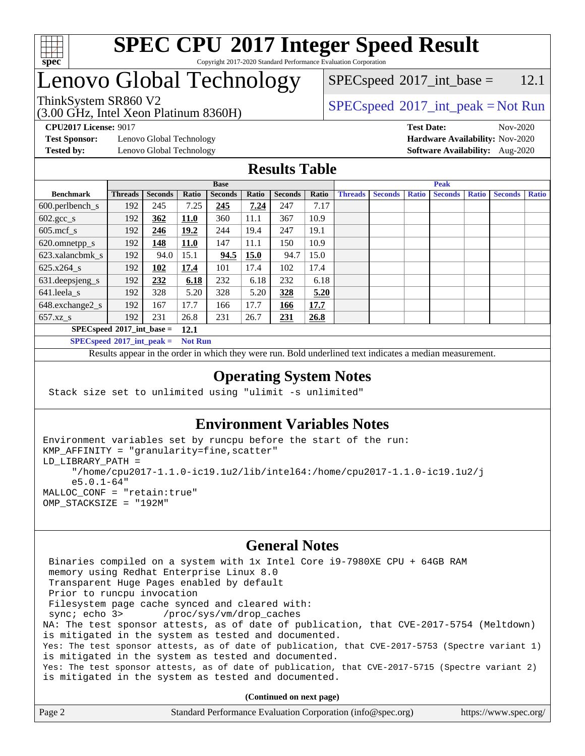# SPEC CPU 2017 Integer Speed Result

Copyright 2017-2020 Standard Performance Evaluation Corporation

# Lenovo Global Technology

ThinkSystem SR860 V2
(3.00 GHz, Intel Xeon Platinum 8360H)

SPECspeed 2017_int_base = 12.1

SPECspeed 2017_int_peak = Not Run

**CPU2017 License:** 9017
**Test Sponsor:** Lenovo Global Technology
**Tested by:** Lenovo Global Technology

**Test Date:** Nov-2020
**Hardware Availability:** Nov-2020
**Software Availability:** Aug-2020

## Results Table

| Benchmark | Base | | | | | | | Peak | | | | | | |
|---|---|---|---|---|---|---|---|---|---|---|---|---|---|---|
| | Threads | Seconds | Ratio | Seconds | Ratio | Seconds | Ratio | Threads | Seconds | Ratio | Seconds | Ratio | Seconds | Ratio |
| 600.perlbench_s | 192 | 245 | 7.25 | **245** | **7.24** | 247 | 7.17 | | | | | | | |
| 602.gcc_s | 192 | **362** | **11.0** | 360 | 11.1 | 367 | 10.9 | | | | | | | |
| 605.mcf_s | 192 | **246** | **19.2** | 244 | 19.4 | 247 | 19.1 | | | | | | | |
| 620.omnetpp_s | 192 | **148** | **11.0** | 147 | 11.1 | 150 | 10.9 | | | | | | | |
| 623.xalancbmk_s | 192 | 94.0 | 15.1 | **94.5** | **15.0** | 94.7 | 15.0 | | | | | | | |
| 625.x264_s | 192 | **102** | **17.4** | 101 | 17.4 | 102 | 17.4 | | | | | | | |
| 631.deepsjeng_s | 192 | **232** | **6.18** | 232 | 6.18 | 232 | 6.18 | | | | | | | |
| 641.leela_s | 192 | 328 | 5.20 | 328 | 5.20 | **328** | **5.20** | | | | | | | |
| 648.exchange2_s | 192 | 167 | 17.7 | 166 | 17.7 | **166** | **17.7** | | | | | | | |
| 657.xz_s | 192 | 231 | 26.8 | 231 | 26.7 | **231** | **26.8** | | | | | | | |

**SPECspeed 2017_int_base = 12.1**

**SPECspeed 2017_int_peak = Not Run**

Results appear in the order in which they were run. Bold underlined text indicates a median measurement.

## Operating System Notes

```
Stack size set to unlimited using "ulimit -s unlimited"
```

## Environment Variables Notes

```
Environment variables set by runcpu before the start of the run:
KMP_AFFINITY = "granularity=fine,scatter"
LD_LIBRARY_PATH =
     "/home/cpu2017-1.1.0-ic19.1u2/lib/intel64:/home/cpu2017-1.1.0-ic19.1u2/j
     e5.0.1-64"
MALLOC_CONF = "retain:true"
OMP_STACKSIZE = "192M"
```

## General Notes

```
 Binaries compiled on a system with 1x Intel Core i9-7980XE CPU + 64GB RAM
 memory using Redhat Enterprise Linux 8.0
 Transparent Huge Pages enabled by default
 Prior to runcpu invocation
 Filesystem page cache synced and cleared with:
 sync; echo 3>       /proc/sys/vm/drop_caches
NA: The test sponsor attests, as of date of publication, that CVE-2017-5754 (Meltdown)
is mitigated in the system as tested and documented.
Yes: The test sponsor attests, as of date of publication, that CVE-2017-5753 (Spectre variant 1)
is mitigated in the system as tested and documented.
Yes: The test sponsor attests, as of date of publication, that CVE-2017-5715 (Spectre variant 2)
is mitigated in the system as tested and documented.
```

**(Continued on next page)**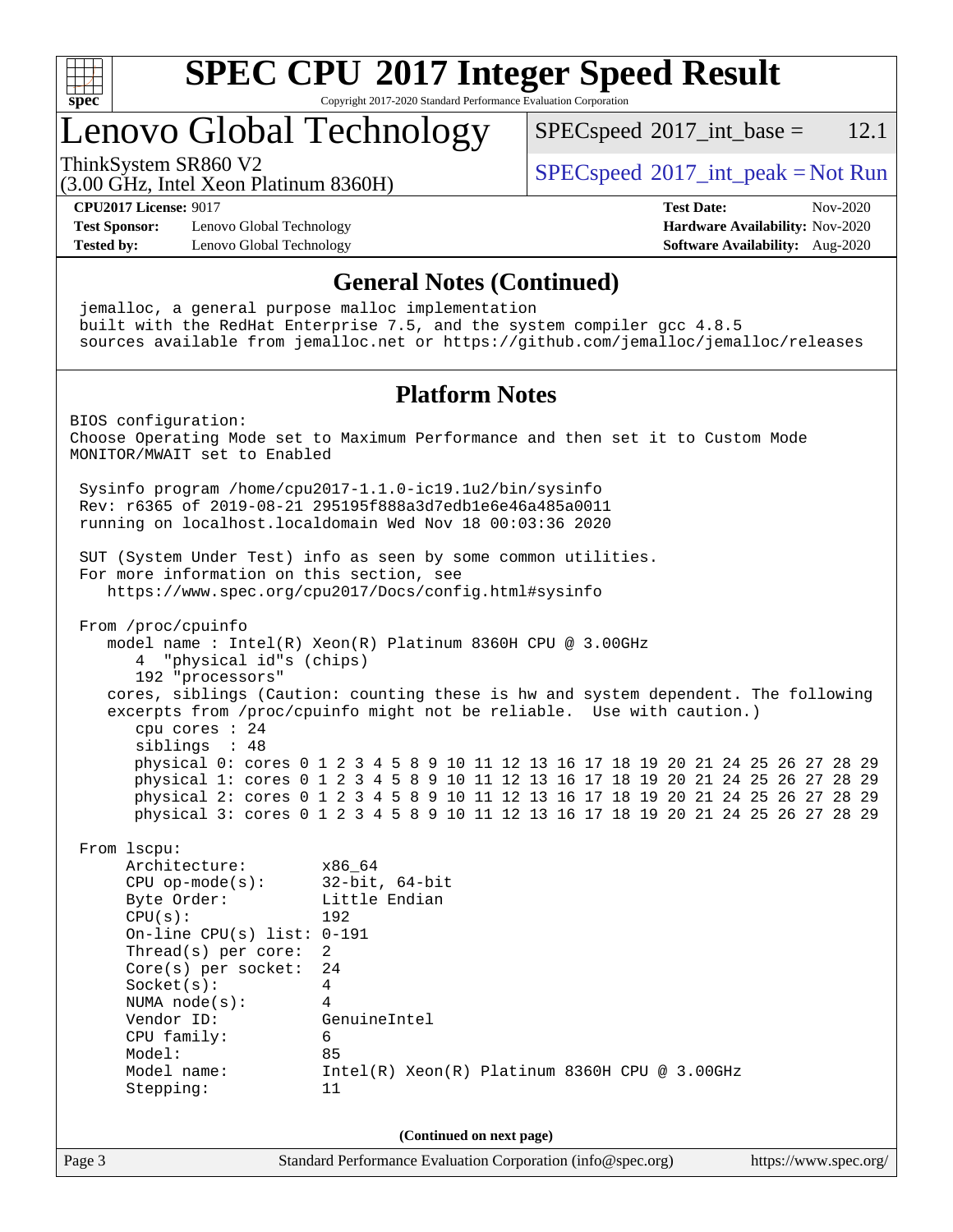# SPEC CPU 2017 Integer Speed Result

Copyright 2017-2020 Standard Performance Evaluation Corporation

# Lenovo Global Technology

ThinkSystem SR860 V2
(3.00 GHz, Intel Xeon Platinum 8360H)

SPECspeed 2017_int_base = 12.1

SPECspeed 2017_int_peak = Not Run

**CPU2017 License:** 9017
**Test Sponsor:** Lenovo Global Technology
**Tested by:** Lenovo Global Technology

**Test Date:** Nov-2020
**Hardware Availability:** Nov-2020
**Software Availability:** Aug-2020

## General Notes (Continued)

```
jemalloc, a general purpose malloc implementation
built with the RedHat Enterprise 7.5, and the system compiler gcc 4.8.5
sources available from jemalloc.net or https://github.com/jemalloc/jemalloc/releases
```

## Platform Notes

```
BIOS configuration:
Choose Operating Mode set to Maximum Performance and then set it to Custom Mode
MONITOR/MWAIT set to Enabled

 Sysinfo program /home/cpu2017-1.1.0-ic19.1u2/bin/sysinfo
 Rev: r6365 of 2019-08-21 295195f888a3d7edb1e6e46a485a0011
 running on localhost.localdomain Wed Nov 18 00:03:36 2020

 SUT (System Under Test) info as seen by some common utilities.
 For more information on this section, see
    https://www.spec.org/cpu2017/Docs/config.html#sysinfo

 From /proc/cpuinfo
    model name : Intel(R) Xeon(R) Platinum 8360H CPU @ 3.00GHz
       4  "physical id"s (chips)
       192 "processors"
    cores, siblings (Caution: counting these is hw and system dependent. The following
    excerpts from /proc/cpuinfo might not be reliable.  Use with caution.)
       cpu cores : 24
       siblings  : 48
       physical 0: cores 0 1 2 3 4 5 8 9 10 11 12 13 16 17 18 19 20 21 24 25 26 27 28 29
       physical 1: cores 0 1 2 3 4 5 8 9 10 11 12 13 16 17 18 19 20 21 24 25 26 27 28 29
       physical 2: cores 0 1 2 3 4 5 8 9 10 11 12 13 16 17 18 19 20 21 24 25 26 27 28 29
       physical 3: cores 0 1 2 3 4 5 8 9 10 11 12 13 16 17 18 19 20 21 24 25 26 27 28 29

 From lscpu:
      Architecture:        x86_64
      CPU op-mode(s):      32-bit, 64-bit
      Byte Order:          Little Endian
      CPU(s):              192
      On-line CPU(s) list: 0-191
      Thread(s) per core:  2
      Core(s) per socket:  24
      Socket(s):           4
      NUMA node(s):        4
      Vendor ID:           GenuineIntel
      CPU family:          6
      Model:               85
      Model name:          Intel(R) Xeon(R) Platinum 8360H CPU @ 3.00GHz
      Stepping:            11
```

(Continued on next page)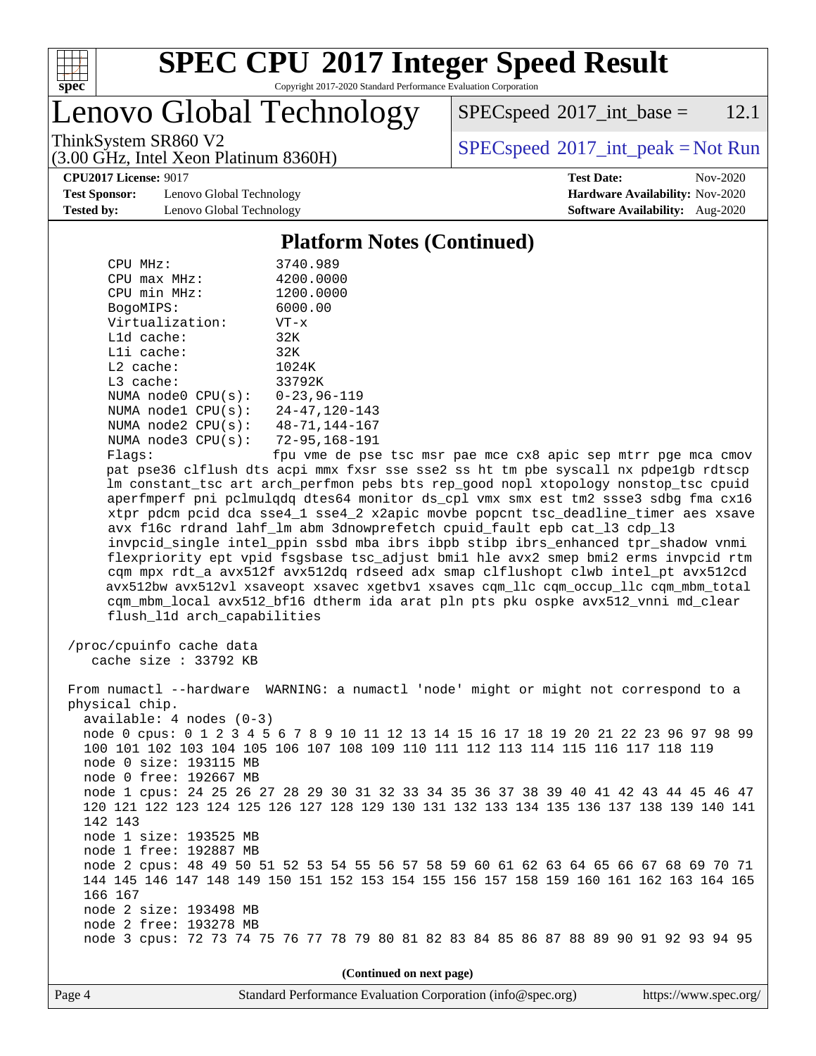## Platform Notes (Continued)

```
    CPU MHz:                3740.989
    CPU max MHz:            4200.0000
    CPU min MHz:            1200.0000
    BogoMIPS:               6000.00
    Virtualization:         VT-x
    L1d cache:              32K
    L1i cache:              32K
    L2 cache:               1024K
    L3 cache:               33792K
    NUMA node0 CPU(s):      0-23,96-119
    NUMA node1 CPU(s):      24-47,120-143
    NUMA node2 CPU(s):      48-71,144-167
    NUMA node3 CPU(s):      72-95,168-191
    Flags:                  fpu vme de pse tsc msr pae mce cx8 apic sep mtrr pge mca cmov
    pat pse36 clflush dts acpi mmx fxsr sse sse2 ss ht tm pbe syscall nx pdpe1gb rdtscp
    lm constant_tsc art arch_perfmon pebs bts rep_good nopl xtopology nonstop_tsc cpuid
    aperfmperf pni pclmulqdq dtes64 monitor ds_cpl vmx smx est tm2 ssse3 sdbg fma cx16
    xtpr pdcm pcid dca sse4_1 sse4_2 x2apic movbe popcnt tsc_deadline_timer aes xsave
    avx f16c rdrand lahf_lm abm 3dnowprefetch cpuid_fault epb cat_l3 cdp_l3
    invpcid_single intel_ppin ssbd mba ibrs ibpb stibp ibrs_enhanced tpr_shadow vnmi
    flexpriority ept vpid fsgsbase tsc_adjust bmi1 hle avx2 smep bmi2 erms invpcid rtm
    cqm mpx rdt_a avx512f avx512dq rdseed adx smap clflushopt clwb intel_pt avx512cd
    avx512bw avx512vl xsaveopt xsavec xgetbv1 xsaves cqm_llc cqm_occup_llc cqm_mbm_total
    cqm_mbm_local avx512_bf16 dtherm ida arat pln pts pku ospke avx512_vnni md_clear
    flush_l1d arch_capabilities

 /proc/cpuinfo cache data
    cache size : 33792 KB

 From numactl --hardware  WARNING: a numactl 'node' might or might not correspond to a
 physical chip.
   available: 4 nodes (0-3)
   node 0 cpus: 0 1 2 3 4 5 6 7 8 9 10 11 12 13 14 15 16 17 18 19 20 21 22 23 96 97 98 99
   100 101 102 103 104 105 106 107 108 109 110 111 112 113 114 115 116 117 118 119
   node 0 size: 193115 MB
   node 0 free: 192667 MB
   node 1 cpus: 24 25 26 27 28 29 30 31 32 33 34 35 36 37 38 39 40 41 42 43 44 45 46 47
   120 121 122 123 124 125 126 127 128 129 130 131 132 133 134 135 136 137 138 139 140 141
   142 143
   node 1 size: 193525 MB
   node 1 free: 192887 MB
   node 2 cpus: 48 49 50 51 52 53 54 55 56 57 58 59 60 61 62 63 64 65 66 67 68 69 70 71
   144 145 146 147 148 149 150 151 152 153 154 155 156 157 158 159 160 161 162 163 164 165
   166 167
   node 2 size: 193498 MB
   node 2 free: 193278 MB
   node 3 cpus: 72 73 74 75 76 77 78 79 80 81 82 83 84 85 86 87 88 89 90 91 92 93 94 95
```

**(Continued on next page)**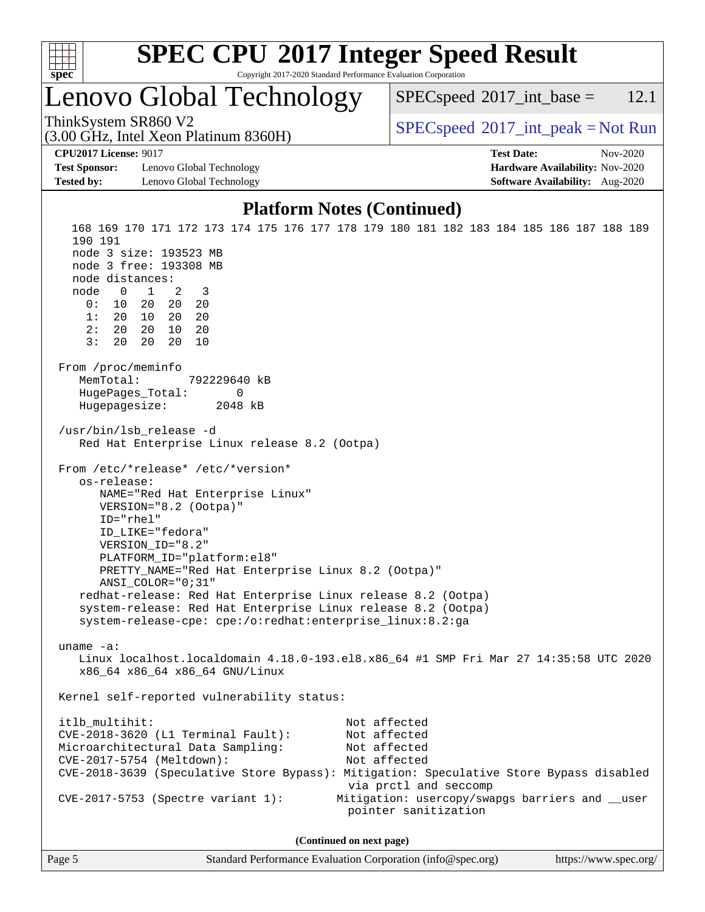## Platform Notes (Continued)

```
   168 169 170 171 172 173 174 175 176 177 178 179 180 181 182 183 184 185 186 187 188 189
   190 191
   node 3 size: 193523 MB
   node 3 free: 193308 MB
   node distances:
   node   0   1   2   3
     0:  10  20  20  20
     1:  20  10  20  20
     2:  20  20  10  20
     3:  20  20  20  10

 From /proc/meminfo
    MemTotal:       792229640 kB
    HugePages_Total:       0
    Hugepagesize:       2048 kB

 /usr/bin/lsb_release -d
    Red Hat Enterprise Linux release 8.2 (Ootpa)

 From /etc/*release* /etc/*version*
    os-release:
       NAME="Red Hat Enterprise Linux"
       VERSION="8.2 (Ootpa)"
       ID="rhel"
       ID_LIKE="fedora"
       VERSION_ID="8.2"
       PLATFORM_ID="platform:el8"
       PRETTY_NAME="Red Hat Enterprise Linux 8.2 (Ootpa)"
       ANSI_COLOR="0;31"
    redhat-release: Red Hat Enterprise Linux release 8.2 (Ootpa)
    system-release: Red Hat Enterprise Linux release 8.2 (Ootpa)
    system-release-cpe: cpe:/o:redhat:enterprise_linux:8.2:ga

 uname -a:
    Linux localhost.localdomain 4.18.0-193.el8.x86_64 #1 SMP Fri Mar 27 14:35:58 UTC 2020
    x86_64 x86_64 x86_64 GNU/Linux

 Kernel self-reported vulnerability status:

 itlb_multihit:                                   Not affected
 CVE-2018-3620 (L1 Terminal Fault):               Not affected
 Microarchitectural Data Sampling:                Not affected
 CVE-2017-5754 (Meltdown):                        Not affected
 CVE-2018-3639 (Speculative Store Bypass): Mitigation: Speculative Store Bypass disabled
                                                  via prctl and seccomp
 CVE-2017-5753 (Spectre variant 1):              Mitigation: usercopy/swapgs barriers and __user
                                                  pointer sanitization
```

**(Continued on next page)**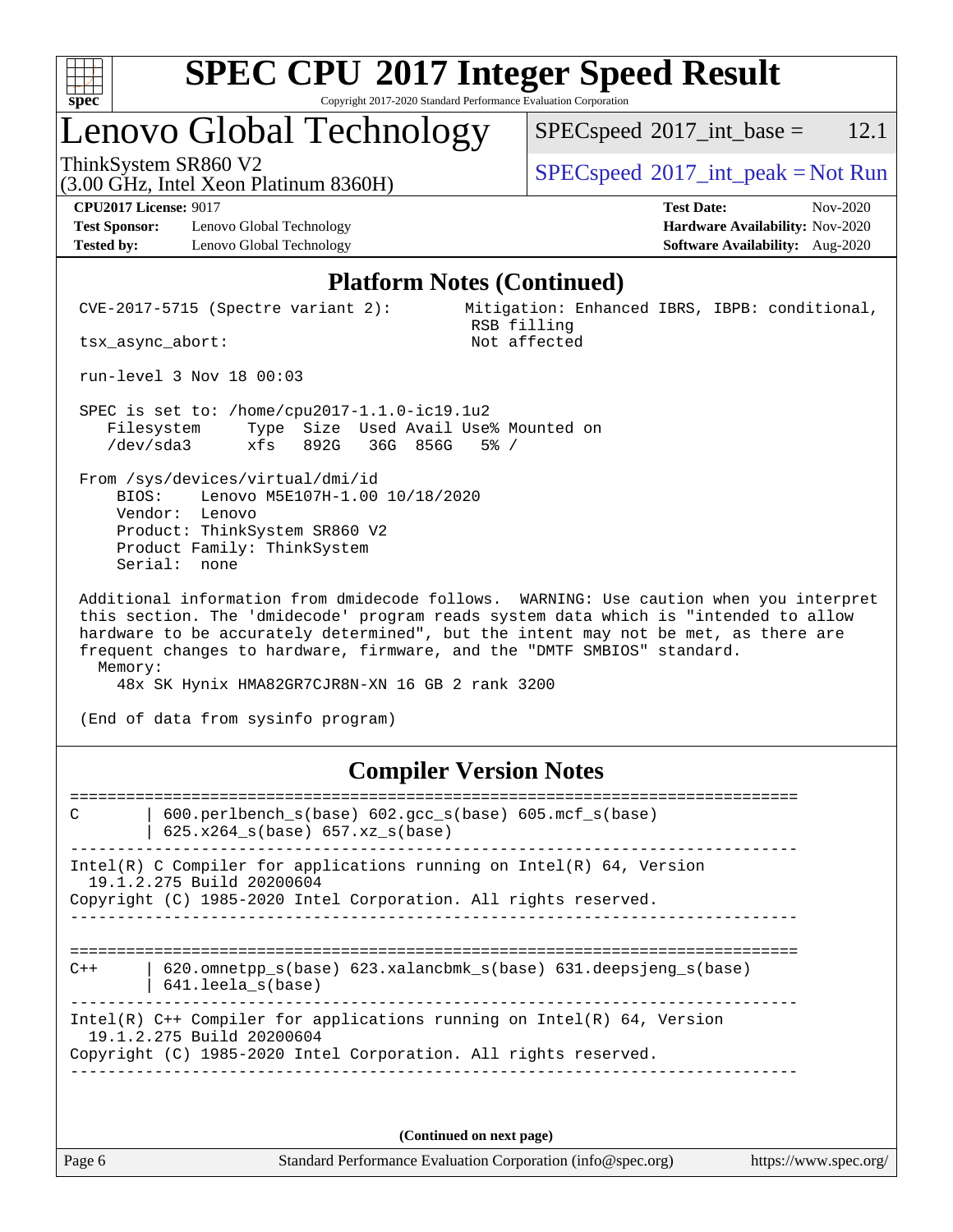# SPEC CPU 2017 Integer Speed Result

Copyright 2017-2020 Standard Performance Evaluation Corporation

## Lenovo Global Technology

ThinkSystem SR860 V2
(3.00 GHz, Intel Xeon Platinum 8360H)

SPECspeed 2017_int_base = 12.1

SPECspeed 2017_int_peak = Not Run

**CPU2017 License:** 9017
**Test Sponsor:** Lenovo Global Technology
**Tested by:** Lenovo Global Technology

**Test Date:** Nov-2020
**Hardware Availability:** Nov-2020
**Software Availability:** Aug-2020

## Platform Notes (Continued)

```
CVE-2017-5715 (Spectre variant 2):          Mitigation: Enhanced IBRS, IBPB: conditional,
                                             RSB filling
tsx_async_abort:                             Not affected

run-level 3 Nov 18 00:03

SPEC is set to: /home/cpu2017-1.1.0-ic19.1u2
   Filesystem     Type  Size  Used Avail Use% Mounted on
   /dev/sda3      xfs   892G   36G  856G   5% /

From /sys/devices/virtual/dmi/id
    BIOS:    Lenovo M5E107H-1.00 10/18/2020
    Vendor:  Lenovo
    Product: ThinkSystem SR860 V2
    Product Family: ThinkSystem
    Serial:  none

Additional information from dmidecode follows.  WARNING: Use caution when you interpret
this section. The 'dmidecode' program reads system data which is "intended to allow
hardware to be accurately determined", but the intent may not be met, as there are
frequent changes to hardware, firmware, and the "DMTF SMBIOS" standard.
  Memory:
    48x SK Hynix HMA82GR7CJR8N-XN 16 GB 2 rank 3200

(End of data from sysinfo program)
```

## Compiler Version Notes

```
==============================================================================
C       | 600.perlbench_s(base) 602.gcc_s(base) 605.mcf_s(base)
        | 625.x264_s(base) 657.xz_s(base)
------------------------------------------------------------------------------
Intel(R) C Compiler for applications running on Intel(R) 64, Version
  19.1.2.275 Build 20200604
Copyright (C) 1985-2020 Intel Corporation. All rights reserved.
------------------------------------------------------------------------------

==============================================================================
C++     | 620.omnetpp_s(base) 623.xalancbmk_s(base) 631.deepsjeng_s(base)
        | 641.leela_s(base)
------------------------------------------------------------------------------
Intel(R) C++ Compiler for applications running on Intel(R) 64, Version
  19.1.2.275 Build 20200604
Copyright (C) 1985-2020 Intel Corporation. All rights reserved.
------------------------------------------------------------------------------
```

**(Continued on next page)**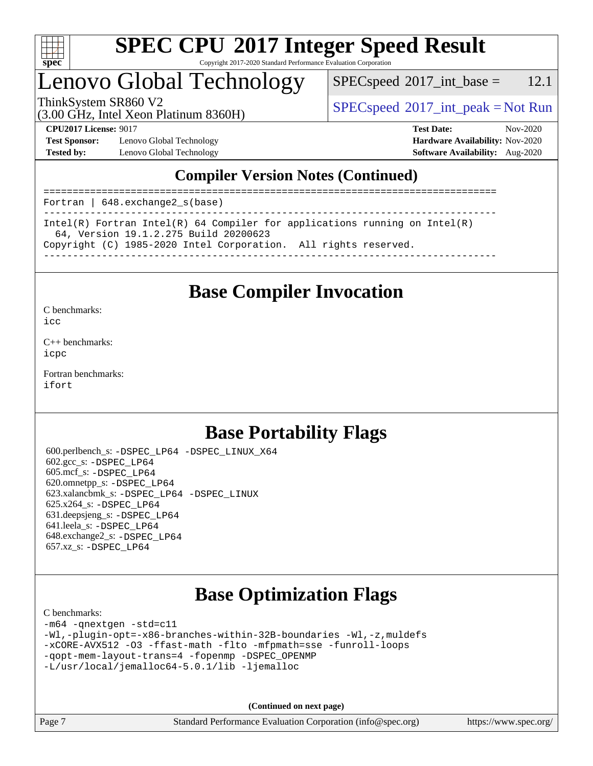## Compiler Version Notes (Continued)

```
==============================================================================
Fortran | 648.exchange2_s(base)
------------------------------------------------------------------------------
Intel(R) Fortran Intel(R) 64 Compiler for applications running on Intel(R)
  64, Version 19.1.2.275 Build 20200623
Copyright (C) 1985-2020 Intel Corporation.  All rights reserved.
------------------------------------------------------------------------------
```

## Base Compiler Invocation

C benchmarks:
icc

C++ benchmarks:
icpc

Fortran benchmarks:
ifort

## Base Portability Flags

600.perlbench_s: -DSPEC_LP64 -DSPEC_LINUX_X64
602.gcc_s: -DSPEC_LP64
605.mcf_s: -DSPEC_LP64
620.omnetpp_s: -DSPEC_LP64
623.xalancbmk_s: -DSPEC_LP64 -DSPEC_LINUX
625.x264_s: -DSPEC_LP64
631.deepsjeng_s: -DSPEC_LP64
641.leela_s: -DSPEC_LP64
648.exchange2_s: -DSPEC_LP64
657.xz_s: -DSPEC_LP64

## Base Optimization Flags

C benchmarks:
-m64 -qnextgen -std=c11
-Wl,-plugin-opt=-x86-branches-within-32B-boundaries -Wl,-z,muldefs
-xCORE-AVX512 -O3 -ffast-math -flto -mfpmath=sse -funroll-loops
-qopt-mem-layout-trans=4 -fopenmp -DSPEC_OPENMP
-L/usr/local/jemalloc64-5.0.1/lib -ljemalloc

**(Continued on next page)**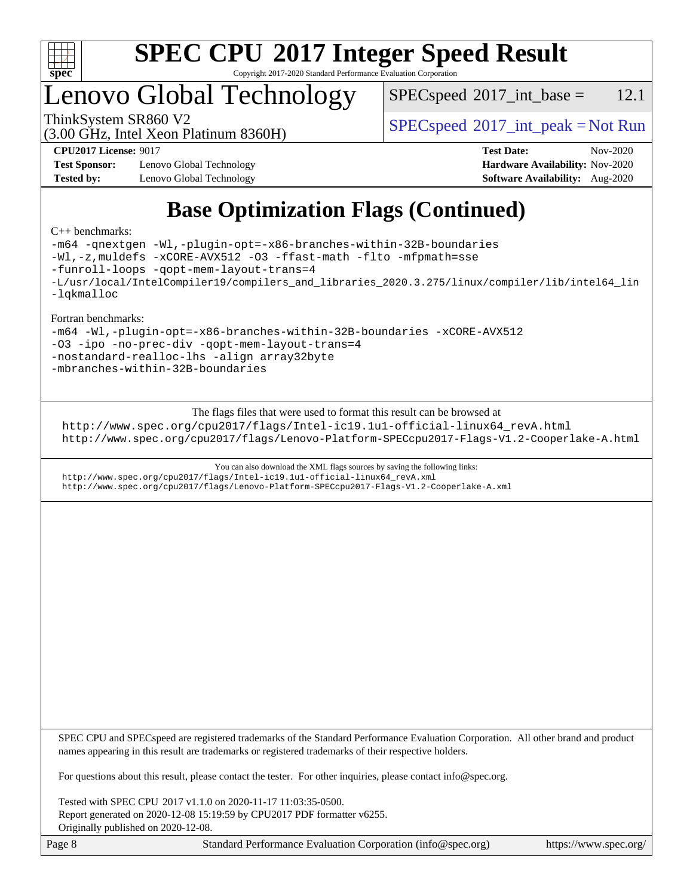# SPEC CPU 2017 Integer Speed Result

Copyright 2017-2020 Standard Performance Evaluation Corporation

# Lenovo Global Technology

ThinkSystem SR860 V2
(3.00 GHz, Intel Xeon Platinum 8360H)

SPECspeed 2017_int_base = 12.1

SPECspeed 2017_int_peak = Not Run

**CPU2017 License:** 9017
**Test Sponsor:** Lenovo Global Technology
**Tested by:** Lenovo Global Technology

**Test Date:** Nov-2020
**Hardware Availability:** Nov-2020
**Software Availability:** Aug-2020

## Base Optimization Flags (Continued)

C++ benchmarks:

```
-m64 -qnextgen -Wl,-plugin-opt=-x86-branches-within-32B-boundaries
-Wl,-z,muldefs -xCORE-AVX512 -O3 -ffast-math -flto -mfpmath=sse
-funroll-loops -qopt-mem-layout-trans=4
-L/usr/local/IntelCompiler19/compilers_and_libraries_2020.3.275/linux/compiler/lib/intel64_lin
-lqkmalloc
```

Fortran benchmarks:

```
-m64 -Wl,-plugin-opt=-x86-branches-within-32B-boundaries -xCORE-AVX512
-O3 -ipo -no-prec-div -qopt-mem-layout-trans=4
-nostandard-realloc-lhs -align array32byte
-mbranches-within-32B-boundaries
```

The flags files that were used to format this result can be browsed at
http://www.spec.org/cpu2017/flags/Intel-ic19.1u1-official-linux64_revA.html
http://www.spec.org/cpu2017/flags/Lenovo-Platform-SPECcpu2017-Flags-V1.2-Cooperlake-A.html

You can also download the XML flags sources by saving the following links:
http://www.spec.org/cpu2017/flags/Intel-ic19.1u1-official-linux64_revA.xml
http://www.spec.org/cpu2017/flags/Lenovo-Platform-SPECcpu2017-Flags-V1.2-Cooperlake-A.xml

SPEC CPU and SPECspeed are registered trademarks of the Standard Performance Evaluation Corporation. All other brand and product names appearing in this result are trademarks or registered trademarks of their respective holders.

For questions about this result, please contact the tester. For other inquiries, please contact info@spec.org.

Tested with SPEC CPU 2017 v1.1.0 on 2020-11-17 11:03:35-0500.
Report generated on 2020-12-08 15:19:59 by CPU2017 PDF formatter v6255.
Originally published on 2020-12-08.